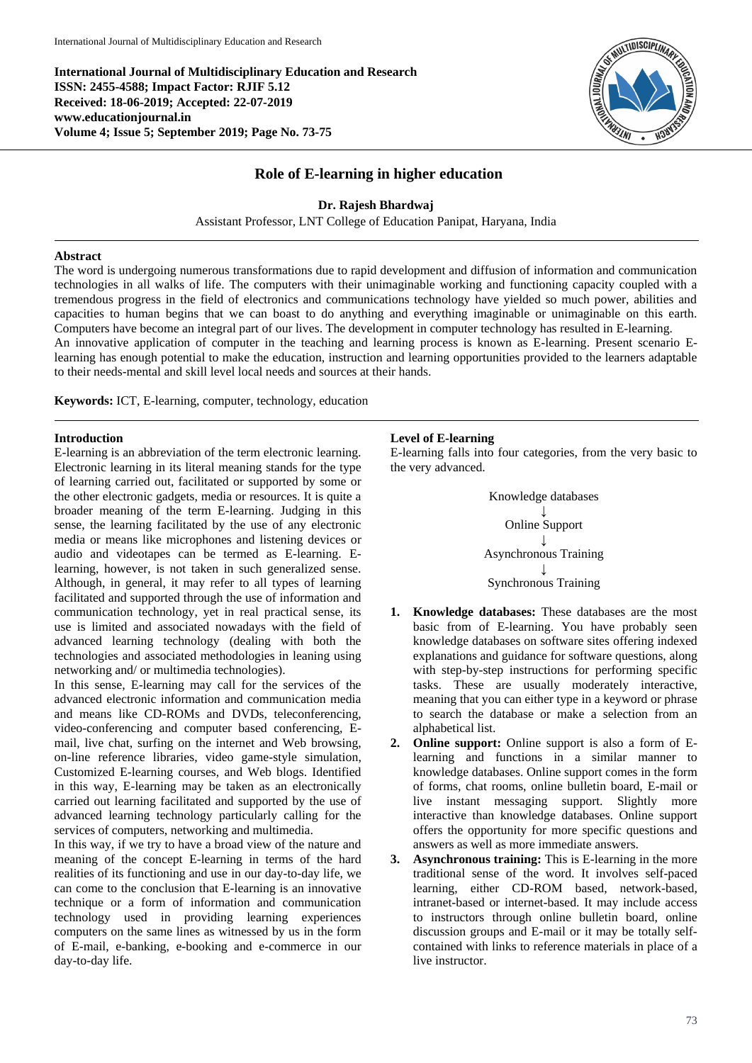International Journal of Multidisciplinary Education and Research
ISSN: 2455-4588; Impact Factor: RJIF 5.12
Received: 18-06-2019; Accepted: 22-07-2019
www.educationjournal.in
Volume 4; Issue 5; September 2019; Page No. 73-75

# Role of E-learning in higher education

**Dr. Rajesh Bhardwaj**

Assistant Professor, LNT College of Education Panipat, Haryana, India

## Abstract

The word is undergoing numerous transformations due to rapid development and diffusion of information and communication technologies in all walks of life. The computers with their unimaginable working and functioning capacity coupled with a tremendous progress in the field of electronics and communications technology have yielded so much power, abilities and capacities to human begins that we can boast to do anything and everything imaginable or unimaginable on this earth. Computers have become an integral part of our lives. The development in computer technology has resulted in E-learning.

An innovative application of computer in the teaching and learning process is known as E-learning. Present scenario E-learning has enough potential to make the education, instruction and learning opportunities provided to the learners adaptable to their needs-mental and skill level local needs and sources at their hands.

**Keywords:** ICT, E-learning, computer, technology, education

## Introduction

E-learning is an abbreviation of the term electronic learning. Electronic learning in its literal meaning stands for the type of learning carried out, facilitated or supported by some or the other electronic gadgets, media or resources. It is quite a broader meaning of the term E-learning. Judging in this sense, the learning facilitated by the use of any electronic media or means like microphones and listening devices or audio and videotapes can be termed as E-learning. E-learning, however, is not taken in such generalized sense. Although, in general, it may refer to all types of learning facilitated and supported through the use of information and communication technology, yet in real practical sense, its use is limited and associated nowadays with the field of advanced learning technology (dealing with both the technologies and associated methodologies in leaning using networking and/ or multimedia technologies).

In this sense, E-learning may call for the services of the advanced electronic information and communication media and means like CD-ROMs and DVDs, teleconferencing, video-conferencing and computer based conferencing, E-mail, live chat, surfing on the internet and Web browsing, on-line reference libraries, video game-style simulation, Customized E-learning courses, and Web blogs. Identified in this way, E-learning may be taken as an electronically carried out learning facilitated and supported by the use of advanced learning technology particularly calling for the services of computers, networking and multimedia.

In this way, if we try to have a broad view of the nature and meaning of the concept E-learning in terms of the hard realities of its functioning and use in our day-to-day life, we can come to the conclusion that E-learning is an innovative technique or a form of information and communication technology used in providing learning experiences computers on the same lines as witnessed by us in the form of E-mail, e-banking, e-booking and e-commerce in our day-to-day life.

## Level of E-learning

E-learning falls into four categories, from the very basic to the very advanced.

Knowledge databases
↓
Online Support
↓
Asynchronous Training
↓
Synchronous Training

1. **Knowledge databases:** These databases are the most basic from of E-learning. You have probably seen knowledge databases on software sites offering indexed explanations and guidance for software questions, along with step-by-step instructions for performing specific tasks. These are usually moderately interactive, meaning that you can either type in a keyword or phrase to search the database or make a selection from an alphabetical list.
2. **Online support:** Online support is also a form of E-learning and functions in a similar manner to knowledge databases. Online support comes in the form of forms, chat rooms, online bulletin board, E-mail or live instant messaging support. Slightly more interactive than knowledge databases. Online support offers the opportunity for more specific questions and answers as well as more immediate answers.
3. **Asynchronous training:** This is E-learning in the more traditional sense of the word. It involves self-paced learning, either CD-ROM based, network-based, intranet-based or internet-based. It may include access to instructors through online bulletin board, online discussion groups and E-mail or it may be totally self-contained with links to reference materials in place of a live instructor.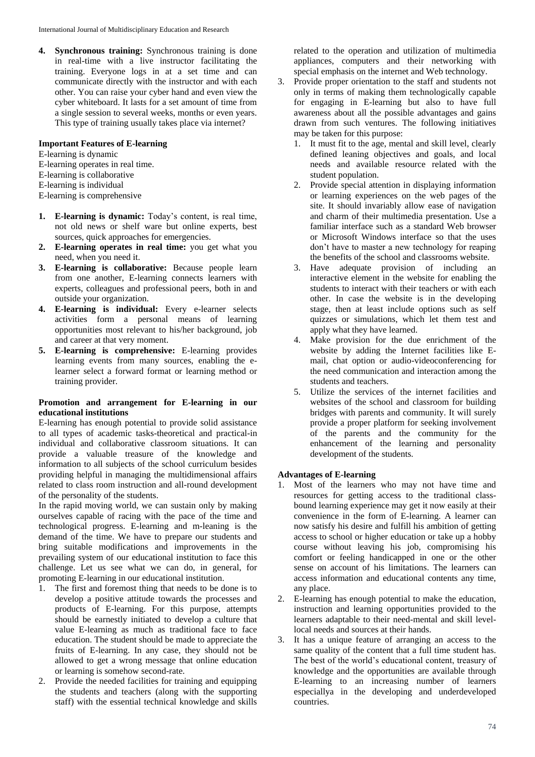4. **Synchronous training:** Synchronous training is done in real-time with a live instructor facilitating the training. Everyone logs in at a set time and can communicate directly with the instructor and with each other. You can raise your cyber hand and even view the cyber whiteboard. It lasts for a set amount of time from a single session to several weeks, months or even years. This type of training usually takes place via internet?

**Important Features of E-learning**

E-learning is dynamic
E-learning operates in real time.
E-learning is collaborative
E-learning is individual
E-learning is comprehensive

1. **E-learning is dynamic:** Today's content, is real time, not old news or shelf ware but online experts, best sources, quick approaches for emergencies.
2. **E-learning operates in real time:** you get what you need, when you need it.
3. **E-learning is collaborative:** Because people learn from one another, E-learning connects learners with experts, colleagues and professional peers, both in and outside your organization.
4. **E-learning is individual:** Every e-learner selects activities form a personal means of learning opportunities most relevant to his/her background, job and career at that very moment.
5. **E-learning is comprehensive:** E-learning provides learning events from many sources, enabling the e-learner select a forward format or learning method or training provider.

**Promotion and arrangement for E-learning in our educational institutions**

E-learning has enough potential to provide solid assistance to all types of academic tasks-theoretical and practical-in individual and collaborative classroom situations. It can provide a valuable treasure of the knowledge and information to all subjects of the school curriculum besides providing helpful in managing the multidimensional affairs related to class room instruction and all-round development of the personality of the students.

In the rapid moving world, we can sustain only by making ourselves capable of racing with the pace of the time and technological progress. E-learning and m-leaning is the demand of the time. We have to prepare our students and bring suitable modifications and improvements in the prevailing system of our educational institution to face this challenge. Let us see what we can do, in general, for promoting E-learning in our educational institution.

1. The first and foremost thing that needs to be done is to develop a positive attitude towards the processes and products of E-learning. For this purpose, attempts should be earnestly initiated to develop a culture that value E-learning as much as traditional face to face education. The student should be made to appreciate the fruits of E-learning. In any case, they should not be allowed to get a wrong message that online education or learning is somehow second-rate.
2. Provide the needed facilities for training and equipping the students and teachers (along with the supporting staff) with the essential technical knowledge and skills related to the operation and utilization of multimedia appliances, computers and their networking with special emphasis on the internet and Web technology.
3. Provide proper orientation to the staff and students not only in terms of making them technologically capable for engaging in E-learning but also to have full awareness about all the possible advantages and gains drawn from such ventures. The following initiatives may be taken for this purpose:
   1. It must fit to the age, mental and skill level, clearly defined leaning objectives and goals, and local needs and available resource related with the student population.
   2. Provide special attention in displaying information or learning experiences on the web pages of the site. It should invariably allow ease of navigation and charm of their multimedia presentation. Use a familiar interface such as a standard Web browser or Microsoft Windows interface so that the uses don't have to master a new technology for reaping the benefits of the school and classrooms website.
   3. Have adequate provision of including an interactive element in the website for enabling the students to interact with their teachers or with each other. In case the website is in the developing stage, then at least include options such as self quizzes or simulations, which let them test and apply what they have learned.
   4. Make provision for the due enrichment of the website by adding the Internet facilities like E-mail, chat option or audio-videoconferencing for the need communication and interaction among the students and teachers.
   5. Utilize the services of the internet facilities and websites of the school and classroom for building bridges with parents and community. It will surely provide a proper platform for seeking involvement of the parents and the community for the enhancement of the learning and personality development of the students.

**Advantages of E-learning**

1. Most of the learners who may not have time and resources for getting access to the traditional class-bound learning experience may get it now easily at their convenience in the form of E-learning. A learner can now satisfy his desire and fulfill his ambition of getting access to school or higher education or take up a hobby course without leaving his job, compromising his comfort or feeling handicapped in one or the other sense on account of his limitations. The learners can access information and educational contents any time, any place.
2. E-learning has enough potential to make the education, instruction and learning opportunities provided to the learners adaptable to their need-mental and skill level-local needs and sources at their hands.
3. It has a unique feature of arranging an access to the same quality of the content that a full time student has. The best of the world's educational content, treasury of knowledge and the opportunities are available through E-learning to an increasing number of learners especiallya in the developing and underdeveloped countries.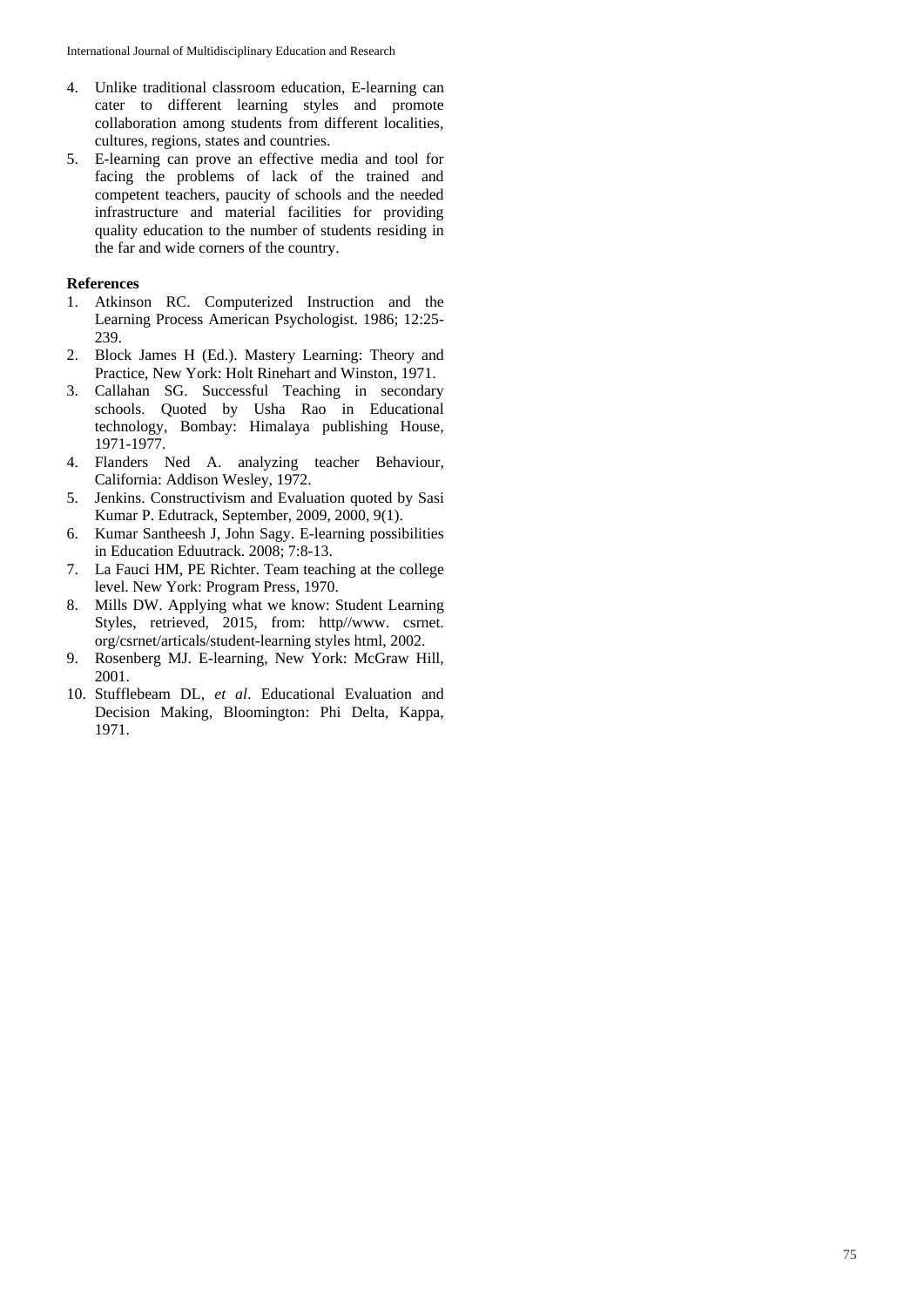4. Unlike traditional classroom education, E-learning can cater to different learning styles and promote collaboration among students from different localities, cultures, regions, states and countries.
5. E-learning can prove an effective media and tool for facing the problems of lack of the trained and competent teachers, paucity of schools and the needed infrastructure and material facilities for providing quality education to the number of students residing in the far and wide corners of the country.

**References**

1. Atkinson RC. Computerized Instruction and the Learning Process American Psychologist. 1986; 12:25-239.
2. Block James H (Ed.). Mastery Learning: Theory and Practice, New York: Holt Rinehart and Winston, 1971.
3. Callahan SG. Successful Teaching in secondary schools. Quoted by Usha Rao in Educational technology, Bombay: Himalaya publishing House, 1971-1977.
4. Flanders Ned A. analyzing teacher Behaviour, California: Addison Wesley, 1972.
5. Jenkins. Constructivism and Evaluation quoted by Sasi Kumar P. Edutrack, September, 2009, 2000, 9(1).
6. Kumar Santheesh J, John Sagy. E-learning possibilities in Education Eduutrack. 2008; 7:8-13.
7. La Fauci HM, PE Richter. Team teaching at the college level. New York: Program Press, 1970.
8. Mills DW. Applying what we know: Student Learning Styles, retrieved, 2015, from: http//www. csrnet. org/csrnet/articals/student-learning styles html, 2002.
9. Rosenberg MJ. E-learning, New York: McGraw Hill, 2001.
10. Stufflebeam DL, *et al*. Educational Evaluation and Decision Making, Bloomington: Phi Delta, Kappa, 1971.